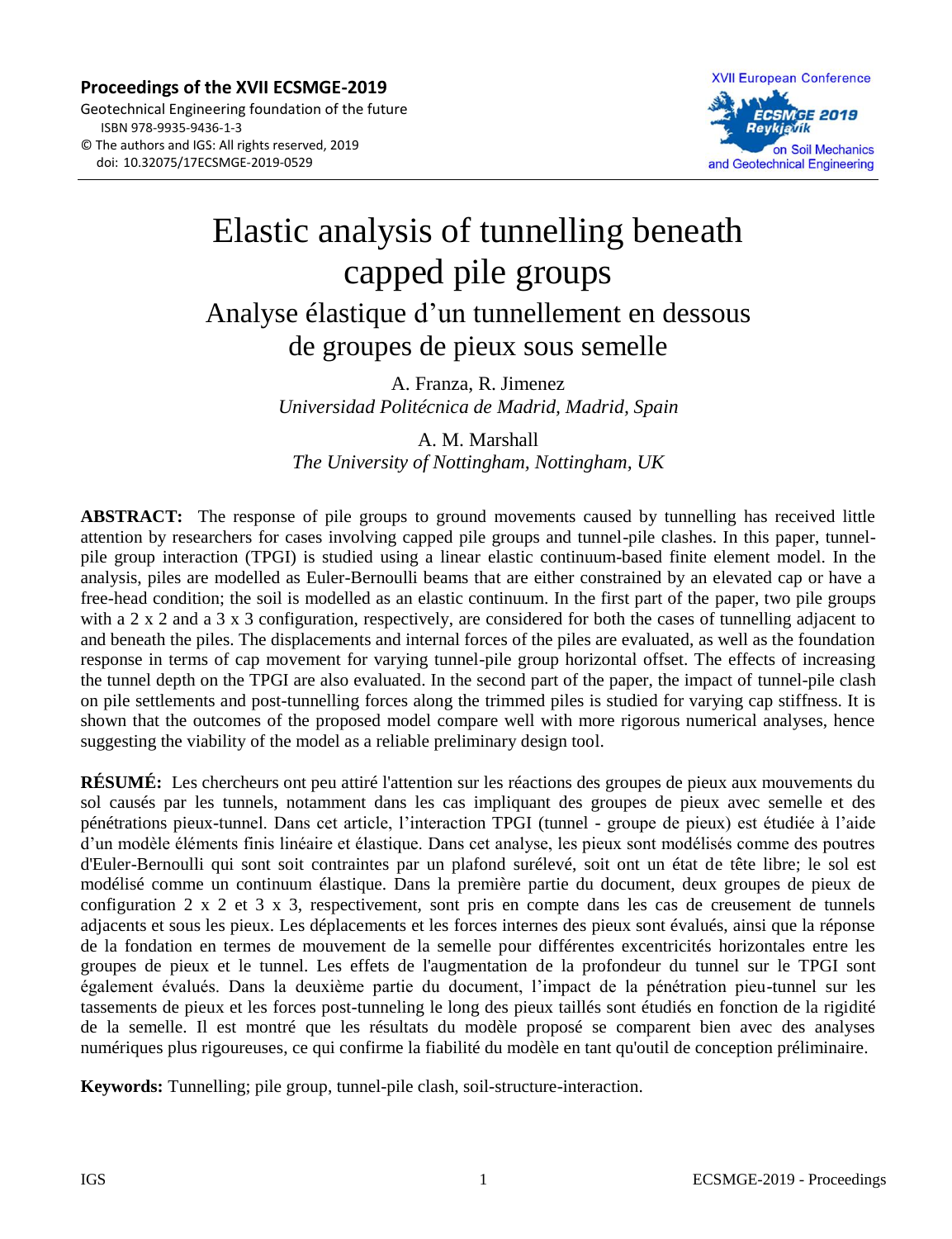**Proceedings of the XVII ECSMGE-2019**
Geotechnical Engineering foundation of the future
ISBN 978-9935-9436-1-3
© The authors and IGS: All rights reserved, 2019
doi: 10.32075/17ECSMGE-2019-0529

# Elastic analysis of tunnelling beneath capped pile groups

## Analyse élastique d'un tunnellement en dessous de groupes de pieux sous semelle

A. Franza, R. Jimenez
*Universidad Politécnica de Madrid, Madrid, Spain*

A. M. Marshall
*The University of Nottingham, Nottingham, UK*

**ABSTRACT:** The response of pile groups to ground movements caused by tunnelling has received little attention by researchers for cases involving capped pile groups and tunnel-pile clashes. In this paper, tunnel-pile group interaction (TPGI) is studied using a linear elastic continuum-based finite element model. In the analysis, piles are modelled as Euler-Bernoulli beams that are either constrained by an elevated cap or have a free-head condition; the soil is modelled as an elastic continuum. In the first part of the paper, two pile groups with a 2 x 2 and a 3 x 3 configuration, respectively, are considered for both the cases of tunnelling adjacent to and beneath the piles. The displacements and internal forces of the piles are evaluated, as well as the foundation response in terms of cap movement for varying tunnel-pile group horizontal offset. The effects of increasing the tunnel depth on the TPGI are also evaluated. In the second part of the paper, the impact of tunnel-pile clash on pile settlements and post-tunnelling forces along the trimmed piles is studied for varying cap stiffness. It is shown that the outcomes of the proposed model compare well with more rigorous numerical analyses, hence suggesting the viability of the model as a reliable preliminary design tool.

**RÉSUMÉ:** Les chercheurs ont peu attiré l'attention sur les réactions des groupes de pieux aux mouvements du sol causés par les tunnels, notamment dans les cas impliquant des groupes de pieux avec semelle et des pénétrations pieux-tunnel. Dans cet article, l'interaction TPGI (tunnel - groupe de pieux) est étudiée à l'aide d'un modèle éléments finis linéaire et élastique. Dans cet analyse, les pieux sont modélisés comme des poutres d'Euler-Bernoulli qui sont soit contraintes par un plafond surélevé, soit ont un état de tête libre; le sol est modélisé comme un continuum élastique. Dans la première partie du document, deux groupes de pieux de configuration 2 x 2 et 3 x 3, respectivement, sont pris en compte dans les cas de creusement de tunnels adjacents et sous les pieux. Les déplacements et les forces internes des pieux sont évalués, ainsi que la réponse de la fondation en termes de mouvement de la semelle pour différentes excentricités horizontales entre les groupes de pieux et le tunnel. Les effets de l'augmentation de la profondeur du tunnel sur le TPGI sont également évalués. Dans la deuxième partie du document, l'impact de la pénétration pieu-tunnel sur les tassements de pieux et les forces post-tunneling le long des pieux taillés sont étudiés en fonction de la rigidité de la semelle. Il est montré que les résultats du modèle proposé se comparent bien avec des analyses numériques plus rigoureuses, ce qui confirme la fiabilité du modèle en tant qu'outil de conception préliminaire.

**Keywords:** Tunnelling; pile group, tunnel-pile clash, soil-structure-interaction.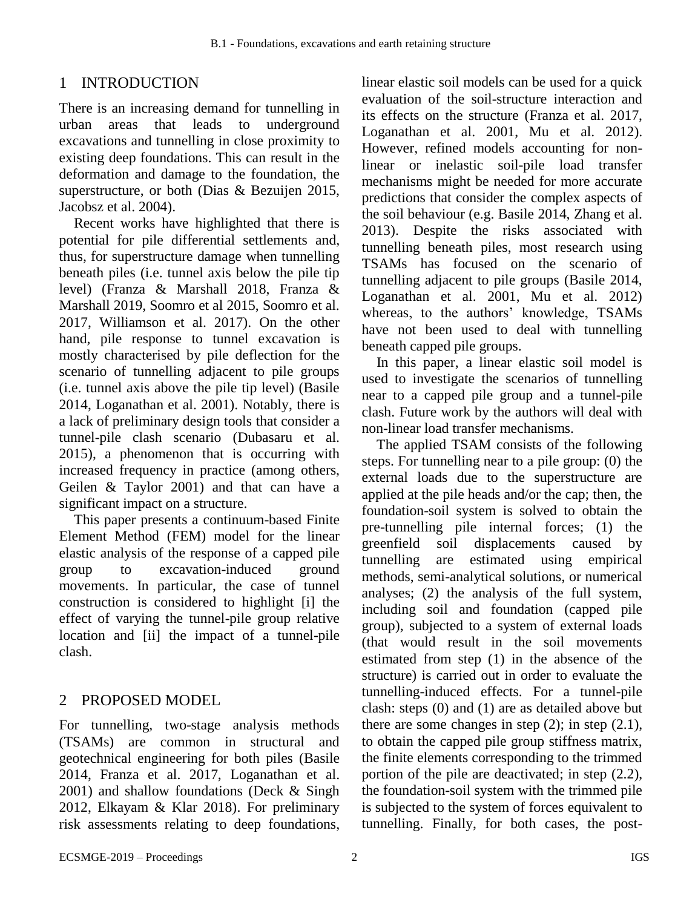## 1 INTRODUCTION

There is an increasing demand for tunnelling in urban areas that leads to underground excavations and tunnelling in close proximity to existing deep foundations. This can result in the deformation and damage to the foundation, the superstructure, or both (Dias & Bezuijen 2015, Jacobsz et al. 2004).

Recent works have highlighted that there is potential for pile differential settlements and, thus, for superstructure damage when tunnelling beneath piles (i.e. tunnel axis below the pile tip level) (Franza & Marshall 2018, Franza & Marshall 2019, Soomro et al 2015, Soomro et al. 2017, Williamson et al. 2017). On the other hand, pile response to tunnel excavation is mostly characterised by pile deflection for the scenario of tunnelling adjacent to pile groups (i.e. tunnel axis above the pile tip level) (Basile 2014, Loganathan et al. 2001). Notably, there is a lack of preliminary design tools that consider a tunnel-pile clash scenario (Dubasaru et al. 2015), a phenomenon that is occurring with increased frequency in practice (among others, Geilen & Taylor 2001) and that can have a significant impact on a structure.

This paper presents a continuum-based Finite Element Method (FEM) model for the linear elastic analysis of the response of a capped pile group to excavation-induced ground movements. In particular, the case of tunnel construction is considered to highlight [i] the effect of varying the tunnel-pile group relative location and [ii] the impact of a tunnel-pile clash.

## 2 PROPOSED MODEL

For tunnelling, two-stage analysis methods (TSAMs) are common in structural and geotechnical engineering for both piles (Basile 2014, Franza et al. 2017, Loganathan et al. 2001) and shallow foundations (Deck & Singh 2012, Elkayam & Klar 2018). For preliminary risk assessments relating to deep foundations, linear elastic soil models can be used for a quick evaluation of the soil-structure interaction and its effects on the structure (Franza et al. 2017, Loganathan et al. 2001, Mu et al. 2012). However, refined models accounting for non-linear or inelastic soil-pile load transfer mechanisms might be needed for more accurate predictions that consider the complex aspects of the soil behaviour (e.g. Basile 2014, Zhang et al. 2013). Despite the risks associated with tunnelling beneath piles, most research using TSAMs has focused on the scenario of tunnelling adjacent to pile groups (Basile 2014, Loganathan et al. 2001, Mu et al. 2012) whereas, to the authors' knowledge, TSAMs have not been used to deal with tunnelling beneath capped pile groups.

In this paper, a linear elastic soil model is used to investigate the scenarios of tunnelling near to a capped pile group and a tunnel-pile clash. Future work by the authors will deal with non-linear load transfer mechanisms.

The applied TSAM consists of the following steps. For tunnelling near to a pile group: (0) the external loads due to the superstructure are applied at the pile heads and/or the cap; then, the foundation-soil system is solved to obtain the pre-tunnelling pile internal forces; (1) the greenfield soil displacements caused by tunnelling are estimated using empirical methods, semi-analytical solutions, or numerical analyses; (2) the analysis of the full system, including soil and foundation (capped pile group), subjected to a system of external loads (that would result in the soil movements estimated from step (1) in the absence of the structure) is carried out in order to evaluate the tunnelling-induced effects. For a tunnel-pile clash: steps (0) and (1) are as detailed above but there are some changes in step (2); in step (2.1), to obtain the capped pile group stiffness matrix, the finite elements corresponding to the trimmed portion of the pile are deactivated; in step (2.2), the foundation-soil system with the trimmed pile is subjected to the system of forces equivalent to tunnelling. Finally, for both cases, the post-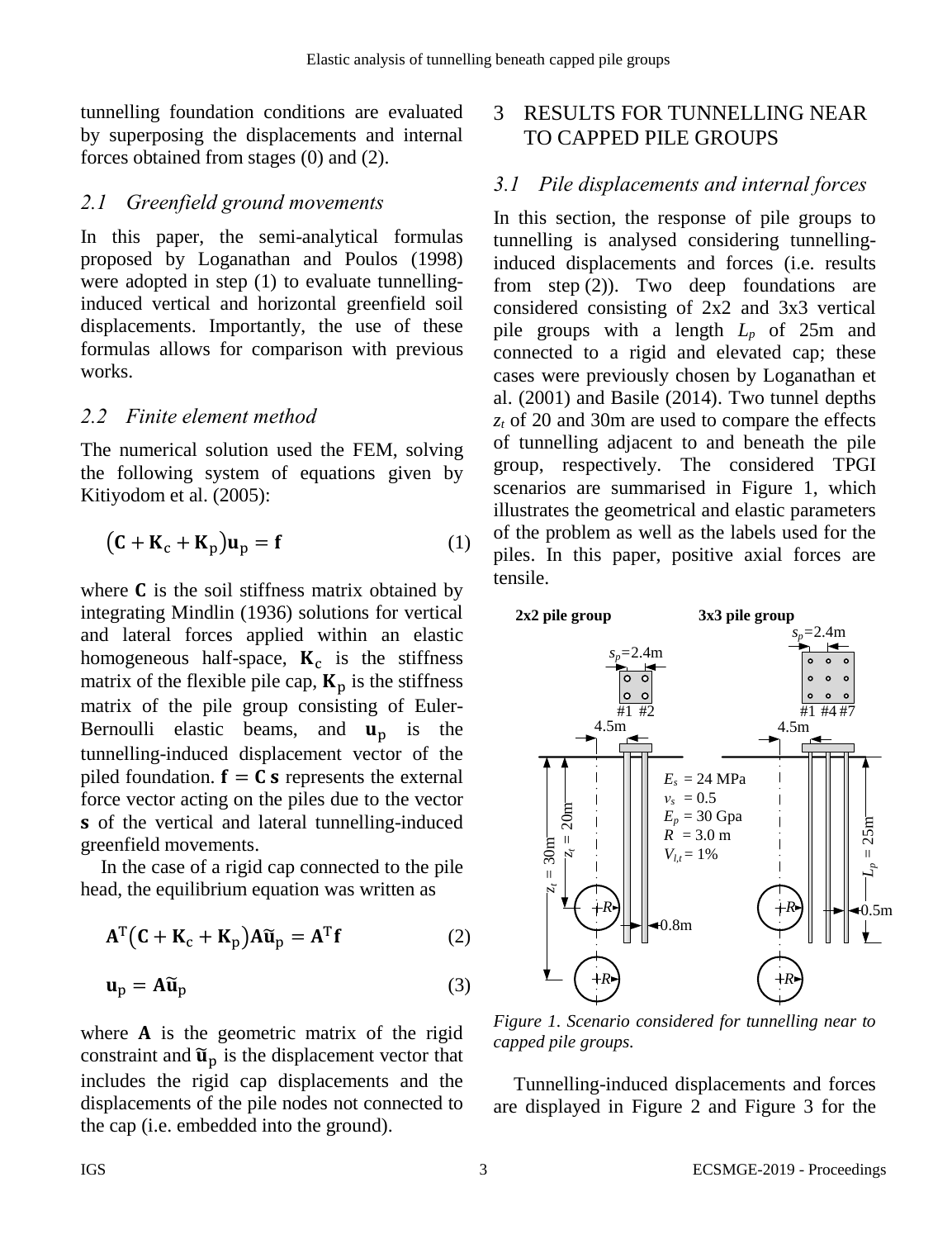tunnelling foundation conditions are evaluated by superposing the displacements and internal forces obtained from stages (0) and (2).

## 2.1 Greenfield ground movements

In this paper, the semi-analytical formulas proposed by Loganathan and Poulos (1998) were adopted in step (1) to evaluate tunnelling-induced vertical and horizontal greenfield soil displacements. Importantly, the use of these formulas allows for comparison with previous works.

## 2.2 Finite element method

The numerical solution used the FEM, solving the following system of equations given by Kitiyodom et al. (2005):

$$\left(\mathbf{C} + \mathbf{K}_\mathrm{c} + \mathbf{K}_\mathrm{p}\right)\mathbf{u}_\mathrm{p} = \mathbf{f} \tag{1}$$

where $\mathbf{C}$ is the soil stiffness matrix obtained by integrating Mindlin (1936) solutions for vertical and lateral forces applied within an elastic homogeneous half-space, $\mathbf{K}_\mathrm{c}$ is the stiffness matrix of the flexible pile cap, $\mathbf{K}_\mathrm{p}$ is the stiffness matrix of the pile group consisting of Euler-Bernoulli elastic beams, and $\mathbf{u}_\mathrm{p}$ is the tunnelling-induced displacement vector of the piled foundation. $\mathbf{f} = \mathbf{C}\,\mathbf{s}$ represents the external force vector acting on the piles due to the vector $\mathbf{s}$ of the vertical and lateral tunnelling-induced greenfield movements.

In the case of a rigid cap connected to the pile head, the equilibrium equation was written as

$$\mathbf{A}^\mathrm{T}\left(\mathbf{C} + \mathbf{K}_\mathrm{c} + \mathbf{K}_\mathrm{p}\right)\mathbf{A}\tilde{\mathbf{u}}_\mathrm{p} = \mathbf{A}^\mathrm{T}\mathbf{f} \tag{2}$$

$$\mathbf{u}_\mathrm{p} = \mathbf{A}\tilde{\mathbf{u}}_\mathrm{p} \tag{3}$$

where $\mathbf{A}$ is the geometric matrix of the rigid constraint and $\tilde{\mathbf{u}}_\mathrm{p}$ is the displacement vector that includes the rigid cap displacements and the displacements of the pile nodes not connected to the cap (i.e. embedded into the ground).

# 3 RESULTS FOR TUNNELLING NEAR TO CAPPED PILE GROUPS

## 3.1 Pile displacements and internal forces

In this section, the response of pile groups to tunnelling is analysed considering tunnelling-induced displacements and forces (i.e. results from step (2)). Two deep foundations are considered consisting of 2x2 and 3x3 vertical pile groups with a length $L_p$ of 25m and connected to a rigid and elevated cap; these cases were previously chosen by Loganathan et al. (2001) and Basile (2014). Two tunnel depths $z_t$ of 20 and 30m are used to compare the effects of tunnelling adjacent to and beneath the pile group, respectively. The considered TPGI scenarios are summarised in Figure 1, which illustrates the geometrical and elastic parameters of the problem as well as the labels used for the piles. In this paper, positive axial forces are tensile.

*Figure 1. Scenario considered for tunnelling near to capped pile groups.*

Tunnelling-induced displacements and forces are displayed in Figure 2 and Figure 3 for the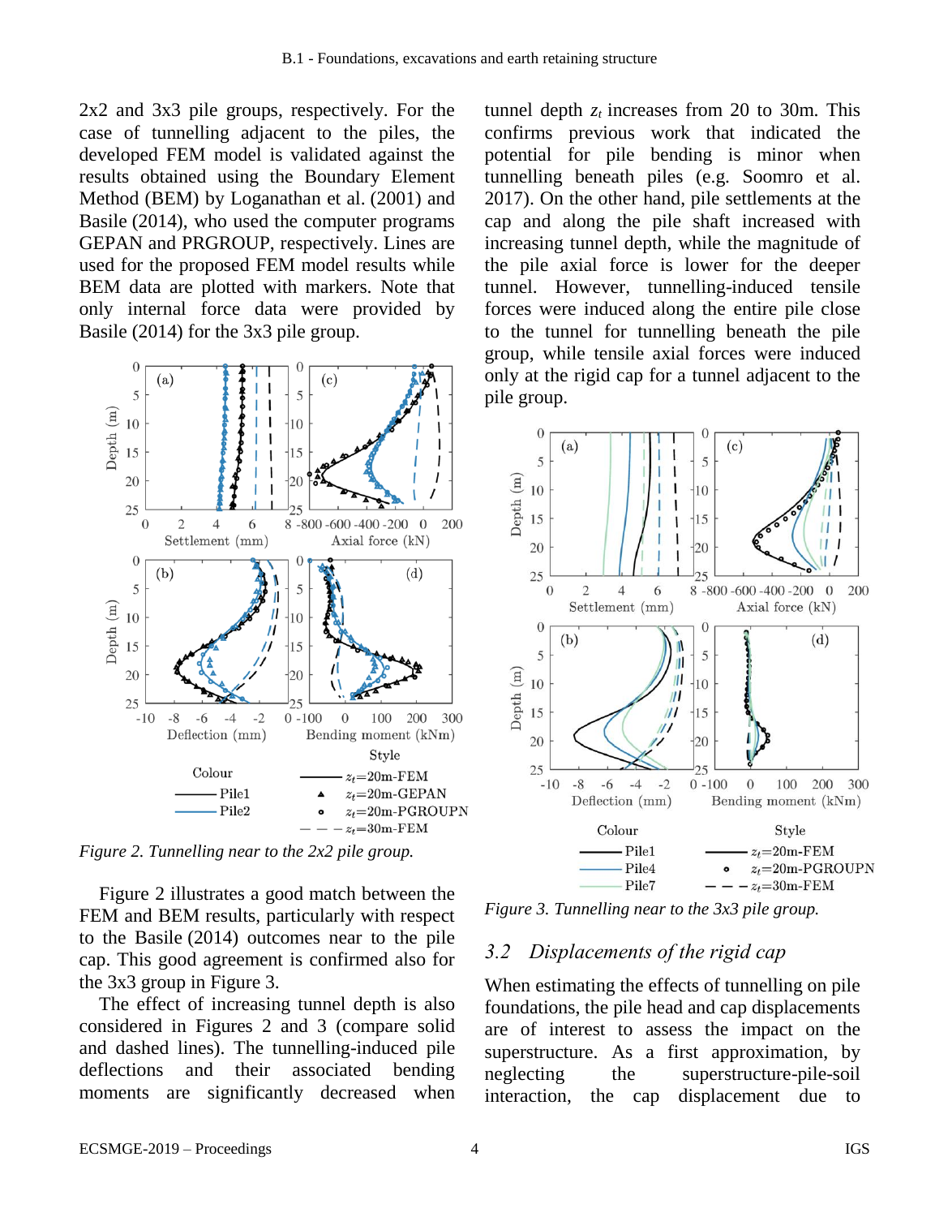2x2 and 3x3 pile groups, respectively. For the case of tunnelling adjacent to the piles, the developed FEM model is validated against the results obtained using the Boundary Element Method (BEM) by Loganathan et al. (2001) and Basile (2014), who used the computer programs GEPAN and PRGROUP, respectively. Lines are used for the proposed FEM model results while BEM data are plotted with markers. Note that only internal force data were provided by Basile (2014) for the 3x3 pile group.

*Figure 2. Tunnelling near to the 2x2 pile group.*

Figure 2 illustrates a good match between the FEM and BEM results, particularly with respect to the Basile (2014) outcomes near to the pile cap. This good agreement is confirmed also for the 3x3 group in Figure 3.

The effect of increasing tunnel depth is also considered in Figures 2 and 3 (compare solid and dashed lines). The tunnelling-induced pile deflections and their associated bending moments are significantly decreased when tunnel depth $z_t$ increases from 20 to 30m. This confirms previous work that indicated the potential for pile bending is minor when tunnelling beneath piles (e.g. Soomro et al. 2017). On the other hand, pile settlements at the cap and along the pile shaft increased with increasing tunnel depth, while the magnitude of the pile axial force is lower for the deeper tunnel. However, tunnelling-induced tensile forces were induced along the entire pile close to the tunnel for tunnelling beneath the pile group, while tensile axial forces were induced only at the rigid cap for a tunnel adjacent to the pile group.

*Figure 3. Tunnelling near to the 3x3 pile group.*

## 3.2 Displacements of the rigid cap

When estimating the effects of tunnelling on pile foundations, the pile head and cap displacements are of interest to assess the impact on the superstructure. As a first approximation, by neglecting the superstructure-pile-soil interaction, the cap displacement due to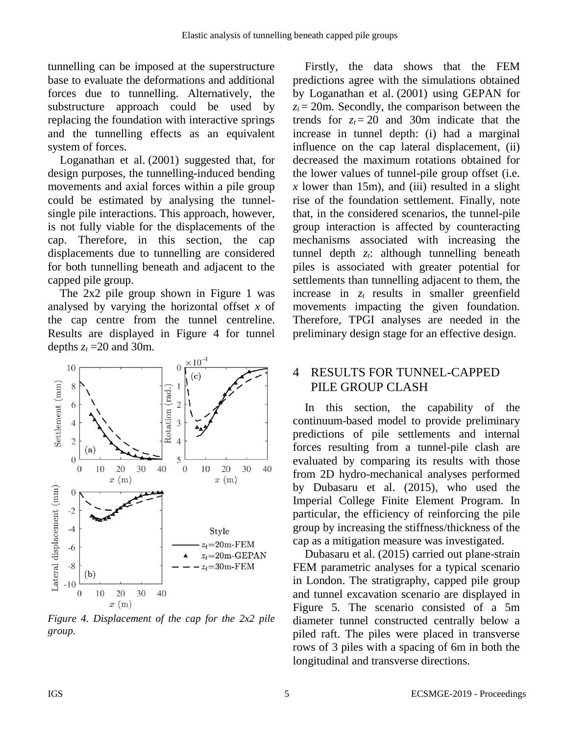tunnelling can be imposed at the superstructure base to evaluate the deformations and additional forces due to tunnelling. Alternatively, the substructure approach could be used by replacing the foundation with interactive springs and the tunnelling effects as an equivalent system of forces.

Loganathan et al. (2001) suggested that, for design purposes, the tunnelling-induced bending movements and axial forces within a pile group could be estimated by analysing the tunnel-single pile interactions. This approach, however, is not fully viable for the displacements of the cap. Therefore, in this section, the cap displacements due to tunnelling are considered for both tunnelling beneath and adjacent to the capped pile group.

The 2x2 pile group shown in Figure 1 was analysed by varying the horizontal offset $x$ of the cap centre from the tunnel centreline. Results are displayed in Figure 4 for tunnel depths $z_t$ =20 and 30m.

*Figure 4. Displacement of the cap for the 2x2 pile group.*

Firstly, the data shows that the FEM predictions agree with the simulations obtained by Loganathan et al. (2001) using GEPAN for $z_t$ = 20m. Secondly, the comparison between the trends for $z_t$ = 20 and 30m indicate that the increase in tunnel depth: (i) had a marginal influence on the cap lateral displacement, (ii) decreased the maximum rotations obtained for the lower values of tunnel-pile group offset (i.e. $x$ lower than 15m), and (iii) resulted in a slight rise of the foundation settlement. Finally, note that, in the considered scenarios, the tunnel-pile group interaction is affected by counteracting mechanisms associated with increasing the tunnel depth $z_t$: although tunnelling beneath piles is associated with greater potential for settlements than tunnelling adjacent to them, the increase in $z_t$ results in smaller greenfield movements impacting the given foundation. Therefore, TPGI analyses are needed in the preliminary design stage for an effective design.

## 4 RESULTS FOR TUNNEL-CAPPED PILE GROUP CLASH

In this section, the capability of the continuum-based model to provide preliminary predictions of pile settlements and internal forces resulting from a tunnel-pile clash are evaluated by comparing its results with those from 2D hydro-mechanical analyses performed by Dubasaru et al. (2015), who used the Imperial College Finite Element Program. In particular, the efficiency of reinforcing the pile group by increasing the stiffness/thickness of the cap as a mitigation measure was investigated.

Dubasaru et al. (2015) carried out plane-strain FEM parametric analyses for a typical scenario in London. The stratigraphy, capped pile group and tunnel excavation scenario are displayed in Figure 5. The scenario consisted of a 5m diameter tunnel constructed centrally below a piled raft. The piles were placed in transverse rows of 3 piles with a spacing of 6m in both the longitudinal and transverse directions.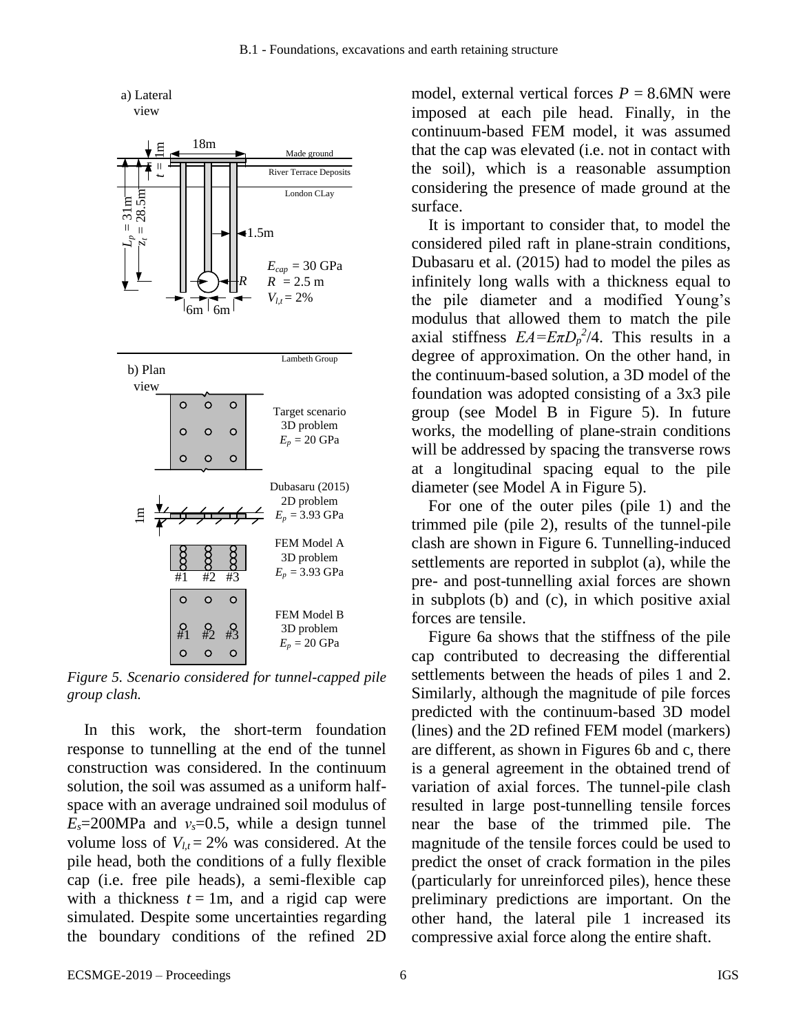Figure 5. Scenario considered for tunnel-capped pile group clash.

In this work, the short-term foundation response to tunnelling at the end of the tunnel construction was considered. In the continuum solution, the soil was assumed as a uniform half-space with an average undrained soil modulus of $E_s$=200MPa and $\nu_s$=0.5, while a design tunnel volume loss of $V_{l,t}$ = 2% was considered. At the pile head, both the conditions of a fully flexible cap (i.e. free pile heads), a semi-flexible cap with a thickness $t$ = 1m, and a rigid cap were simulated. Despite some uncertainties regarding the boundary conditions of the refined 2D model, external vertical forces $P$ = 8.6MN were imposed at each pile head. Finally, in the continuum-based FEM model, it was assumed that the cap was elevated (i.e. not in contact with the soil), which is a reasonable assumption considering the presence of made ground at the surface.

It is important to consider that, to model the considered piled raft in plane-strain conditions, Dubasaru et al. (2015) had to model the piles as infinitely long walls with a thickness equal to the pile diameter and a modified Young's modulus that allowed them to match the pile axial stiffness $EA$=$E\pi D_p^2/4$. This results in a degree of approximation. On the other hand, in the continuum-based solution, a 3D model of the foundation was adopted consisting of a 3x3 pile group (see Model B in Figure 5). In future works, the modelling of plane-strain conditions will be addressed by spacing the transverse rows at a longitudinal spacing equal to the pile diameter (see Model A in Figure 5).

For one of the outer piles (pile 1) and the trimmed pile (pile 2), results of the tunnel-pile clash are shown in Figure 6. Tunnelling-induced settlements are reported in subplot (a), while the pre- and post-tunnelling axial forces are shown in subplots (b) and (c), in which positive axial forces are tensile.

Figure 6a shows that the stiffness of the pile cap contributed to decreasing the differential settlements between the heads of piles 1 and 2. Similarly, although the magnitude of pile forces predicted with the continuum-based 3D model (lines) and the 2D refined FEM model (markers) are different, as shown in Figures 6b and c, there is a general agreement in the obtained trend of variation of axial forces. The tunnel-pile clash resulted in large post-tunnelling tensile forces near the base of the trimmed pile. The magnitude of the tensile forces could be used to predict the onset of crack formation in the piles (particularly for unreinforced piles), hence these preliminary predictions are important. On the other hand, the lateral pile 1 increased its compressive axial force along the entire shaft.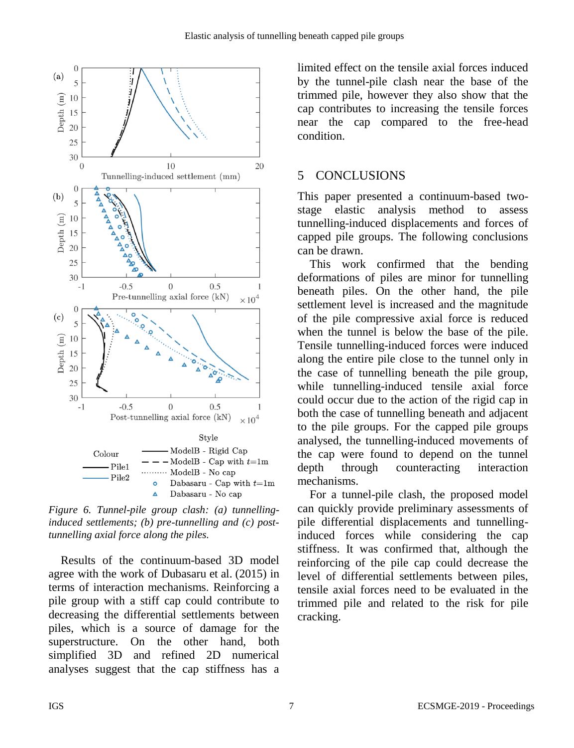Figure 6. Tunnel-pile group clash: (a) tunnelling-induced settlements; (b) pre-tunnelling and (c) post-tunnelling axial force along the piles.

Results of the continuum-based 3D model agree with the work of Dubasaru et al. (2015) in terms of interaction mechanisms. Reinforcing a pile group with a stiff cap could contribute to decreasing the differential settlements between piles, which is a source of damage for the superstructure. On the other hand, both simplified 3D and refined 2D numerical analyses suggest that the cap stiffness has a limited effect on the tensile axial forces induced by the tunnel-pile clash near the base of the trimmed pile, however they also show that the cap contributes to increasing the tensile forces near the cap compared to the free-head condition.

## 5 CONCLUSIONS

This paper presented a continuum-based two-stage elastic analysis method to assess tunnelling-induced displacements and forces of capped pile groups. The following conclusions can be drawn.

This work confirmed that the bending deformations of piles are minor for tunnelling beneath piles. On the other hand, the pile settlement level is increased and the magnitude of the pile compressive axial force is reduced when the tunnel is below the base of the pile. Tensile tunnelling-induced forces were induced along the entire pile close to the tunnel only in the case of tunnelling beneath the pile group, while tunnelling-induced tensile axial force could occur due to the action of the rigid cap in both the case of tunnelling beneath and adjacent to the pile groups. For the capped pile groups analysed, the tunnelling-induced movements of the cap were found to depend on the tunnel depth through counteracting interaction mechanisms.

For a tunnel-pile clash, the proposed model can quickly provide preliminary assessments of pile differential displacements and tunnelling-induced forces while considering the cap stiffness. It was confirmed that, although the reinforcing of the pile cap could decrease the level of differential settlements between piles, tensile axial forces need to be evaluated in the trimmed pile and related to the risk for pile cracking.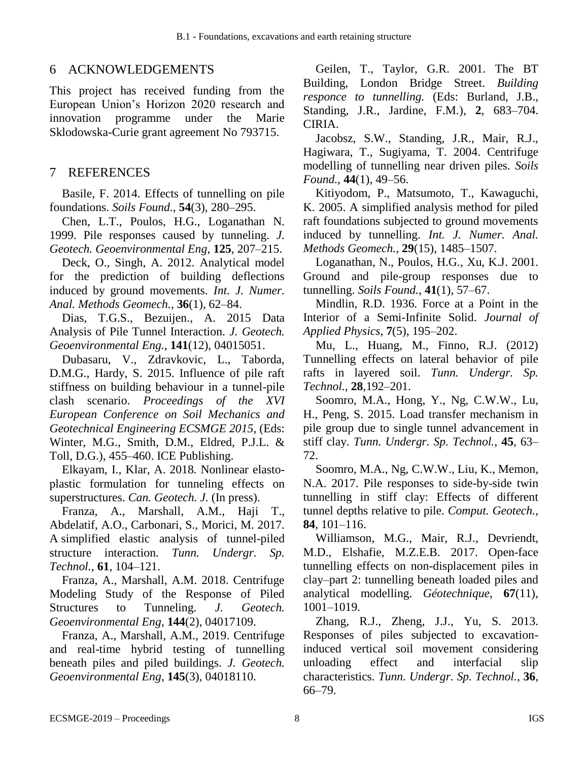## 6 ACKNOWLEDGEMENTS

This project has received funding from the European Union's Horizon 2020 research and innovation programme under the Marie Sklodowska-Curie grant agreement No 793715.

## 7 REFERENCES

Basile, F. 2014. Effects of tunnelling on pile foundations. *Soils Found.*, **54**(3), 280–295.

Chen, L.T., Poulos, H.G., Loganathan N. 1999. Pile responses caused by tunneling. *J. Geotech. Geoenvironmental Eng*, **125**, 207–215.

Deck, O., Singh, A. 2012. Analytical model for the prediction of building deflections induced by ground movements. *Int. J. Numer. Anal. Methods Geomech.*, **36**(1), 62–84.

Dias, T.G.S., Bezuijen., A. 2015 Data Analysis of Pile Tunnel Interaction. *J. Geotech. Geoenvironmental Eng.*, **141**(12), 04015051.

Dubasaru, V., Zdravkovic, L., Taborda, D.M.G., Hardy, S. 2015. Influence of pile raft stiffness on building behaviour in a tunnel-pile clash scenario. *Proceedings of the XVI European Conference on Soil Mechanics and Geotechnical Engineering ECSMGE 2015*, (Eds: Winter, M.G., Smith, D.M., Eldred, P.J.L. & Toll, D.G.), 455–460. ICE Publishing.

Elkayam, I., Klar, A. 2018. Nonlinear elasto-plastic formulation for tunneling effects on superstructures. *Can. Geotech. J.* (In press).

Franza, A., Marshall, A.M., Haji T., Abdelatif, A.O., Carbonari, S., Morici, M. 2017. A simplified elastic analysis of tunnel-piled structure interaction. *Tunn. Undergr. Sp. Technol.*, **61**, 104–121.

Franza, A., Marshall, A.M. 2018. Centrifuge Modeling Study of the Response of Piled Structures to Tunneling. *J. Geotech. Geoenvironmental Eng*, **144**(2), 04017109.

Franza, A., Marshall, A.M., 2019. Centrifuge and real-time hybrid testing of tunnelling beneath piles and piled buildings. *J. Geotech. Geoenvironmental Eng*, **145**(3), 04018110.

Geilen, T., Taylor, G.R. 2001. The BT Building, London Bridge Street. *Building responce to tunnelling.* (Eds: Burland, J.B., Standing, J.R., Jardine, F.M.), **2**, 683–704. CIRIA.

Jacobsz, S.W., Standing, J.R., Mair, R.J., Hagiwara, T., Sugiyama, T. 2004. Centrifuge modelling of tunnelling near driven piles. *Soils Found.*, **44**(1), 49–56.

Kitiyodom, P., Matsumoto, T., Kawaguchi, K. 2005. A simplified analysis method for piled raft foundations subjected to ground movements induced by tunnelling. *Int. J. Numer. Anal. Methods Geomech.*, **29**(15), 1485–1507.

Loganathan, N., Poulos, H.G., Xu, K.J. 2001. Ground and pile-group responses due to tunnelling. *Soils Found.*, **41**(1), 57–67.

Mindlin, R.D. 1936. Force at a Point in the Interior of a Semi-Infinite Solid. *Journal of Applied Physics*, **7**(5), 195–202.

Mu, L., Huang, M., Finno, R.J. (2012) Tunnelling effects on lateral behavior of pile rafts in layered soil. *Tunn. Undergr. Sp. Technol.*, **28**,192–201.

Soomro, M.A., Hong, Y., Ng, C.W.W., Lu, H., Peng, S. 2015. Load transfer mechanism in pile group due to single tunnel advancement in stiff clay. *Tunn. Undergr. Sp. Technol.*, **45**, 63–72.

Soomro, M.A., Ng, C.W.W., Liu, K., Memon, N.A. 2017. Pile responses to side-by-side twin tunnelling in stiff clay: Effects of different tunnel depths relative to pile. *Comput. Geotech.*, **84**, 101–116.

Williamson, M.G., Mair, R.J., Devriendt, M.D., Elshafie, M.Z.E.B. 2017. Open-face tunnelling effects on non-displacement piles in clay–part 2: tunnelling beneath loaded piles and analytical modelling. *Géotechnique*, **67**(11), 1001–1019.

Zhang, R.J., Zheng, J.J., Yu, S. 2013. Responses of piles subjected to excavation-induced vertical soil movement considering unloading effect and interfacial slip characteristics. *Tunn. Undergr. Sp. Technol.*, **36**, 66–79.